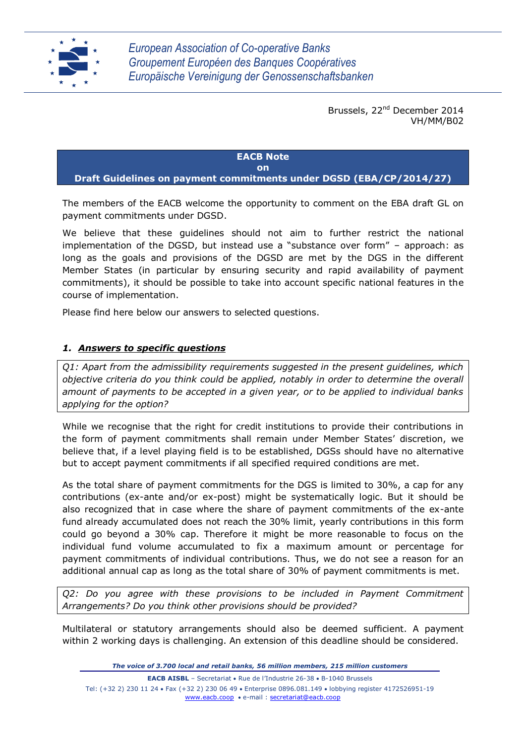*European Association of Co-operative Banks*
*Groupement Européen des Banques Coopératives*
*Europäische Vereinigung der Genossenschaftsbanken*

Brussels, 22nd December 2014
VH/MM/B02

**EACB Note**
**on**
**Draft Guidelines on payment commitments under DGSD (EBA/CP/2014/27)**

The members of the EACB welcome the opportunity to comment on the EBA draft GL on payment commitments under DGSD.

We believe that these guidelines should not aim to further restrict the national implementation of the DGSD, but instead use a "substance over form" – approach: as long as the goals and provisions of the DGSD are met by the DGS in the different Member States (in particular by ensuring security and rapid availability of payment commitments), it should be possible to take into account specific national features in the course of implementation.

Please find here below our answers to selected questions.

## *1. Answers to specific questions*

*Q1: Apart from the admissibility requirements suggested in the present guidelines, which objective criteria do you think could be applied, notably in order to determine the overall amount of payments to be accepted in a given year, or to be applied to individual banks applying for the option?*

While we recognise that the right for credit institutions to provide their contributions in the form of payment commitments shall remain under Member States' discretion, we believe that, if a level playing field is to be established, DGSs should have no alternative but to accept payment commitments if all specified required conditions are met.

As the total share of payment commitments for the DGS is limited to 30%, a cap for any contributions (ex-ante and/or ex-post) might be systematically logic. But it should be also recognized that in case where the share of payment commitments of the ex-ante fund already accumulated does not reach the 30% limit, yearly contributions in this form could go beyond a 30% cap. Therefore it might be more reasonable to focus on the individual fund volume accumulated to fix a maximum amount or percentage for payment commitments of individual contributions. Thus, we do not see a reason for an additional annual cap as long as the total share of 30% of payment commitments is met.

*Q2: Do you agree with these provisions to be included in Payment Commitment Arrangements? Do you think other provisions should be provided?*

Multilateral or statutory arrangements should also be deemed sufficient. A payment within 2 working days is challenging. An extension of this deadline should be considered.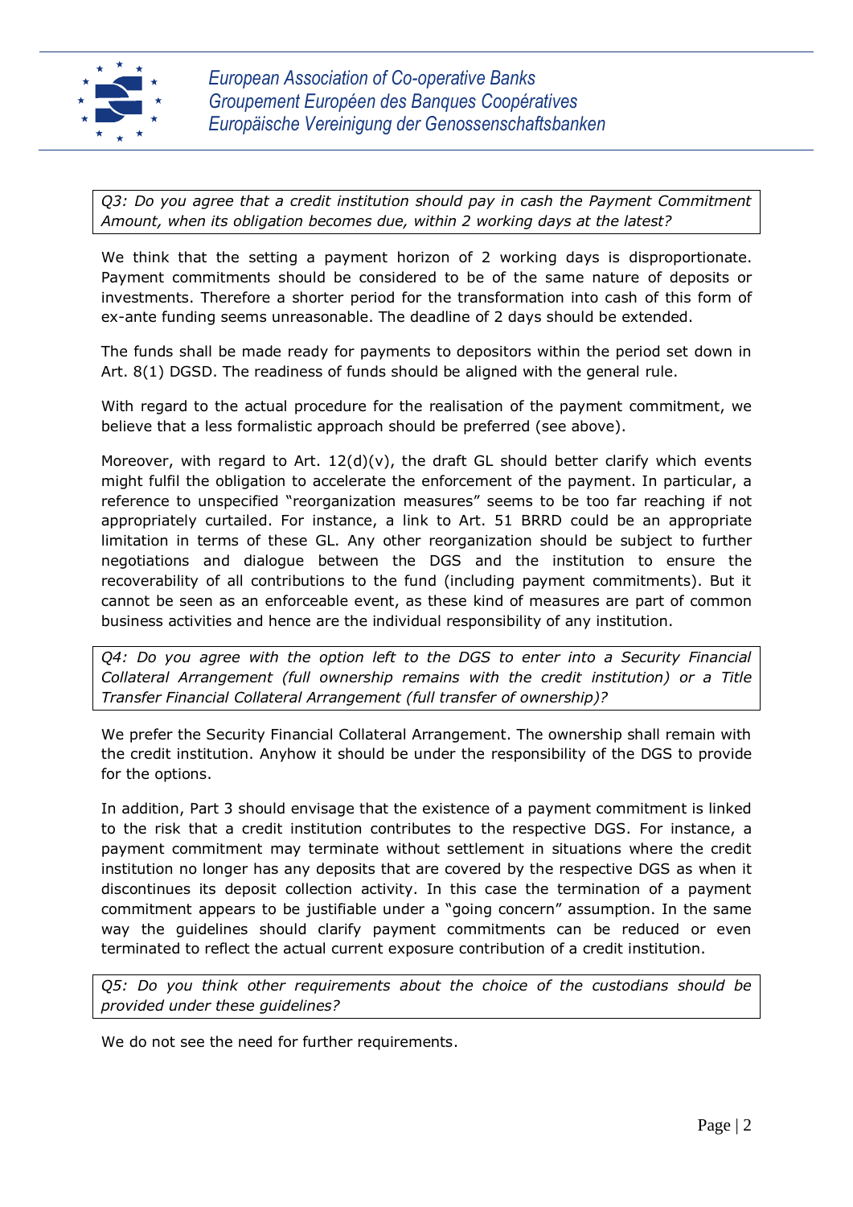*Q3: Do you agree that a credit institution should pay in cash the Payment Commitment Amount, when its obligation becomes due, within 2 working days at the latest?*

We think that the setting a payment horizon of 2 working days is disproportionate. Payment commitments should be considered to be of the same nature of deposits or investments. Therefore a shorter period for the transformation into cash of this form of ex-ante funding seems unreasonable. The deadline of 2 days should be extended.

The funds shall be made ready for payments to depositors within the period set down in Art. 8(1) DGSD. The readiness of funds should be aligned with the general rule.

With regard to the actual procedure for the realisation of the payment commitment, we believe that a less formalistic approach should be preferred (see above).

Moreover, with regard to Art. 12(d)(v), the draft GL should better clarify which events might fulfil the obligation to accelerate the enforcement of the payment. In particular, a reference to unspecified "reorganization measures" seems to be too far reaching if not appropriately curtailed. For instance, a link to Art. 51 BRRD could be an appropriate limitation in terms of these GL. Any other reorganization should be subject to further negotiations and dialogue between the DGS and the institution to ensure the recoverability of all contributions to the fund (including payment commitments). But it cannot be seen as an enforceable event, as these kind of measures are part of common business activities and hence are the individual responsibility of any institution.

*Q4: Do you agree with the option left to the DGS to enter into a Security Financial Collateral Arrangement (full ownership remains with the credit institution) or a Title Transfer Financial Collateral Arrangement (full transfer of ownership)?*

We prefer the Security Financial Collateral Arrangement. The ownership shall remain with the credit institution. Anyhow it should be under the responsibility of the DGS to provide for the options.

In addition, Part 3 should envisage that the existence of a payment commitment is linked to the risk that a credit institution contributes to the respective DGS. For instance, a payment commitment may terminate without settlement in situations where the credit institution no longer has any deposits that are covered by the respective DGS as when it discontinues its deposit collection activity. In this case the termination of a payment commitment appears to be justifiable under a "going concern" assumption. In the same way the guidelines should clarify payment commitments can be reduced or even terminated to reflect the actual current exposure contribution of a credit institution.

*Q5: Do you think other requirements about the choice of the custodians should be provided under these guidelines?*

We do not see the need for further requirements.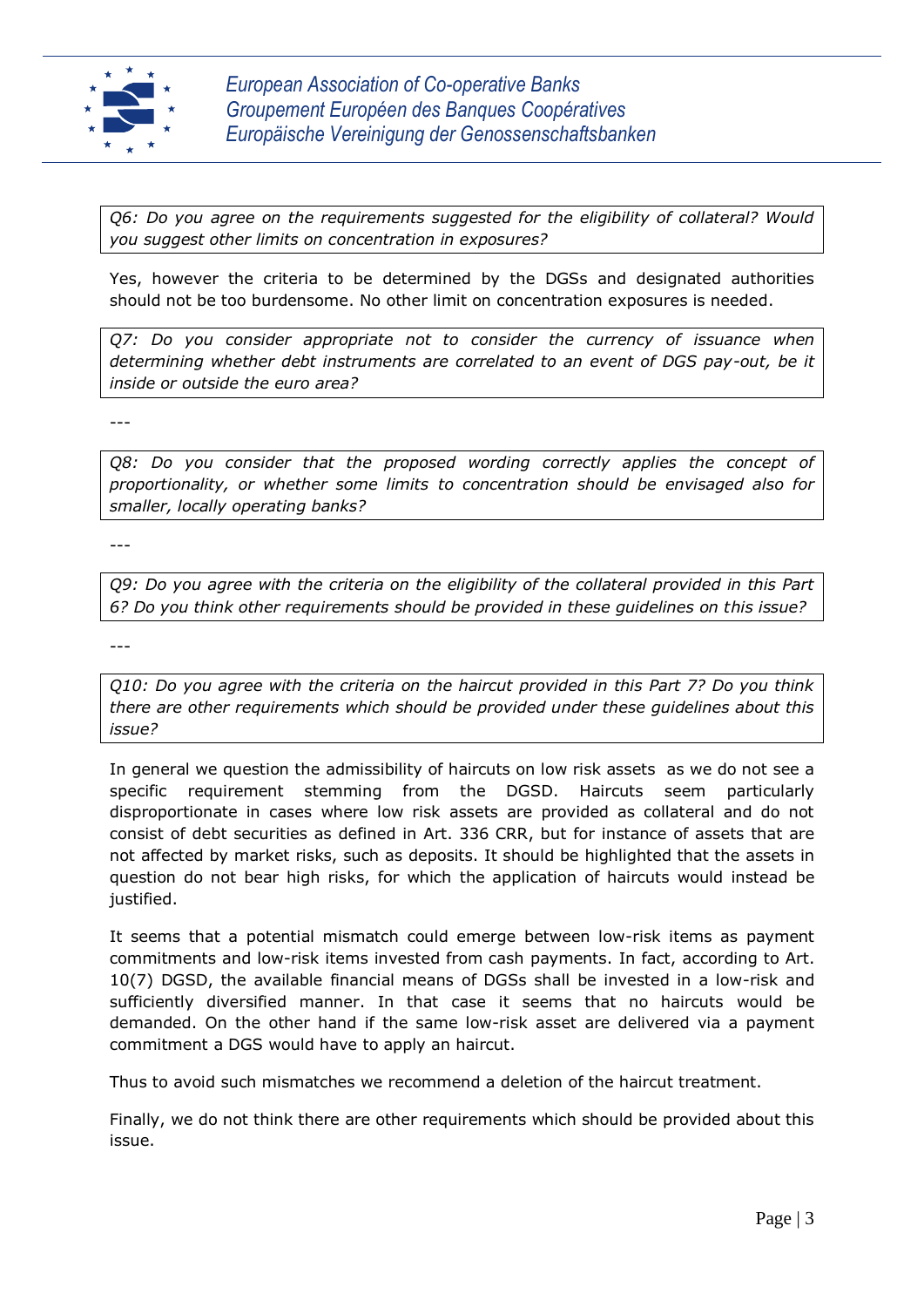*Q6: Do you agree on the requirements suggested for the eligibility of collateral? Would you suggest other limits on concentration in exposures?*

Yes, however the criteria to be determined by the DGSs and designated authorities should not be too burdensome. No other limit on concentration exposures is needed.

*Q7: Do you consider appropriate not to consider the currency of issuance when determining whether debt instruments are correlated to an event of DGS pay-out, be it inside or outside the euro area?*

---

*Q8: Do you consider that the proposed wording correctly applies the concept of proportionality, or whether some limits to concentration should be envisaged also for smaller, locally operating banks?*

---

*Q9: Do you agree with the criteria on the eligibility of the collateral provided in this Part 6? Do you think other requirements should be provided in these guidelines on this issue?*

---

*Q10: Do you agree with the criteria on the haircut provided in this Part 7? Do you think there are other requirements which should be provided under these guidelines about this issue?*

In general we question the admissibility of haircuts on low risk assets as we do not see a specific requirement stemming from the DGSD. Haircuts seem particularly disproportionate in cases where low risk assets are provided as collateral and do not consist of debt securities as defined in Art. 336 CRR, but for instance of assets that are not affected by market risks, such as deposits. It should be highlighted that the assets in question do not bear high risks, for which the application of haircuts would instead be justified.

It seems that a potential mismatch could emerge between low-risk items as payment commitments and low-risk items invested from cash payments. In fact, according to Art. 10(7) DGSD, the available financial means of DGSs shall be invested in a low-risk and sufficiently diversified manner. In that case it seems that no haircuts would be demanded. On the other hand if the same low-risk asset are delivered via a payment commitment a DGS would have to apply an haircut.

Thus to avoid such mismatches we recommend a deletion of the haircut treatment.

Finally, we do not think there are other requirements which should be provided about this issue.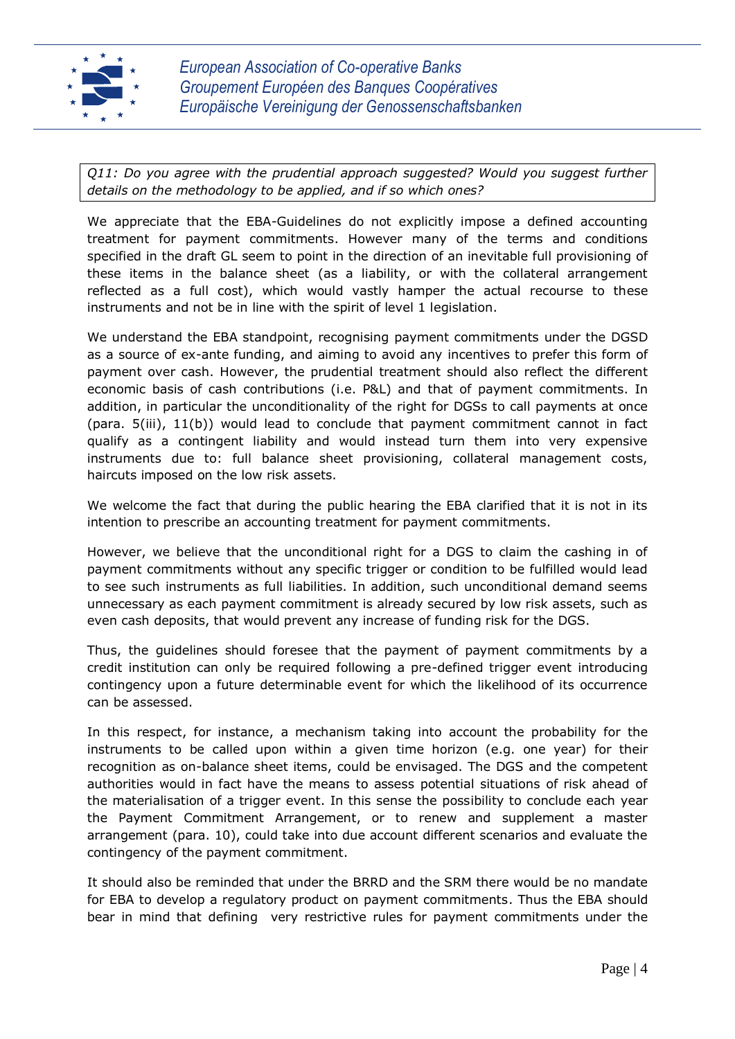*Q11: Do you agree with the prudential approach suggested? Would you suggest further details on the methodology to be applied, and if so which ones?*

We appreciate that the EBA-Guidelines do not explicitly impose a defined accounting treatment for payment commitments. However many of the terms and conditions specified in the draft GL seem to point in the direction of an inevitable full provisioning of these items in the balance sheet (as a liability, or with the collateral arrangement reflected as a full cost), which would vastly hamper the actual recourse to these instruments and not be in line with the spirit of level 1 legislation.

We understand the EBA standpoint, recognising payment commitments under the DGSD as a source of ex-ante funding, and aiming to avoid any incentives to prefer this form of payment over cash. However, the prudential treatment should also reflect the different economic basis of cash contributions (i.e. P&L) and that of payment commitments. In addition, in particular the unconditionality of the right for DGSs to call payments at once (para. 5(iii), 11(b)) would lead to conclude that payment commitment cannot in fact qualify as a contingent liability and would instead turn them into very expensive instruments due to: full balance sheet provisioning, collateral management costs, haircuts imposed on the low risk assets.

We welcome the fact that during the public hearing the EBA clarified that it is not in its intention to prescribe an accounting treatment for payment commitments.

However, we believe that the unconditional right for a DGS to claim the cashing in of payment commitments without any specific trigger or condition to be fulfilled would lead to see such instruments as full liabilities. In addition, such unconditional demand seems unnecessary as each payment commitment is already secured by low risk assets, such as even cash deposits, that would prevent any increase of funding risk for the DGS.

Thus, the guidelines should foresee that the payment of payment commitments by a credit institution can only be required following a pre-defined trigger event introducing contingency upon a future determinable event for which the likelihood of its occurrence can be assessed.

In this respect, for instance, a mechanism taking into account the probability for the instruments to be called upon within a given time horizon (e.g. one year) for their recognition as on-balance sheet items, could be envisaged. The DGS and the competent authorities would in fact have the means to assess potential situations of risk ahead of the materialisation of a trigger event. In this sense the possibility to conclude each year the Payment Commitment Arrangement, or to renew and supplement a master arrangement (para. 10), could take into due account different scenarios and evaluate the contingency of the payment commitment.

It should also be reminded that under the BRRD and the SRM there would be no mandate for EBA to develop a regulatory product on payment commitments. Thus the EBA should bear in mind that defining very restrictive rules for payment commitments under the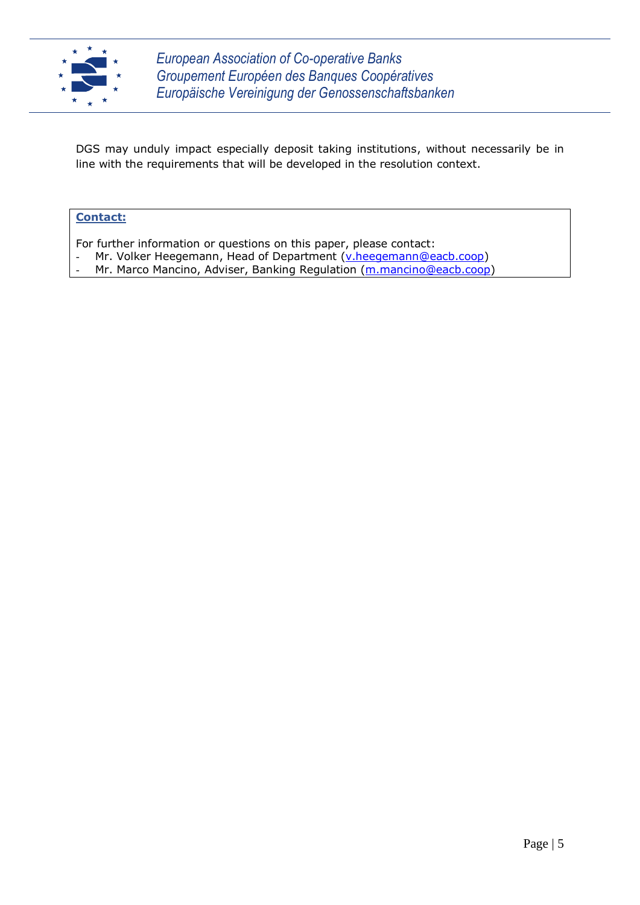DGS may unduly impact especially deposit taking institutions, without necessarily be in line with the requirements that will be developed in the resolution context.

**Contact:**

For further information or questions on this paper, please contact:

- Mr. Volker Heegemann, Head of Department (v.heegemann@eacb.coop)
- Mr. Marco Mancino, Adviser, Banking Regulation (m.mancino@eacb.coop)